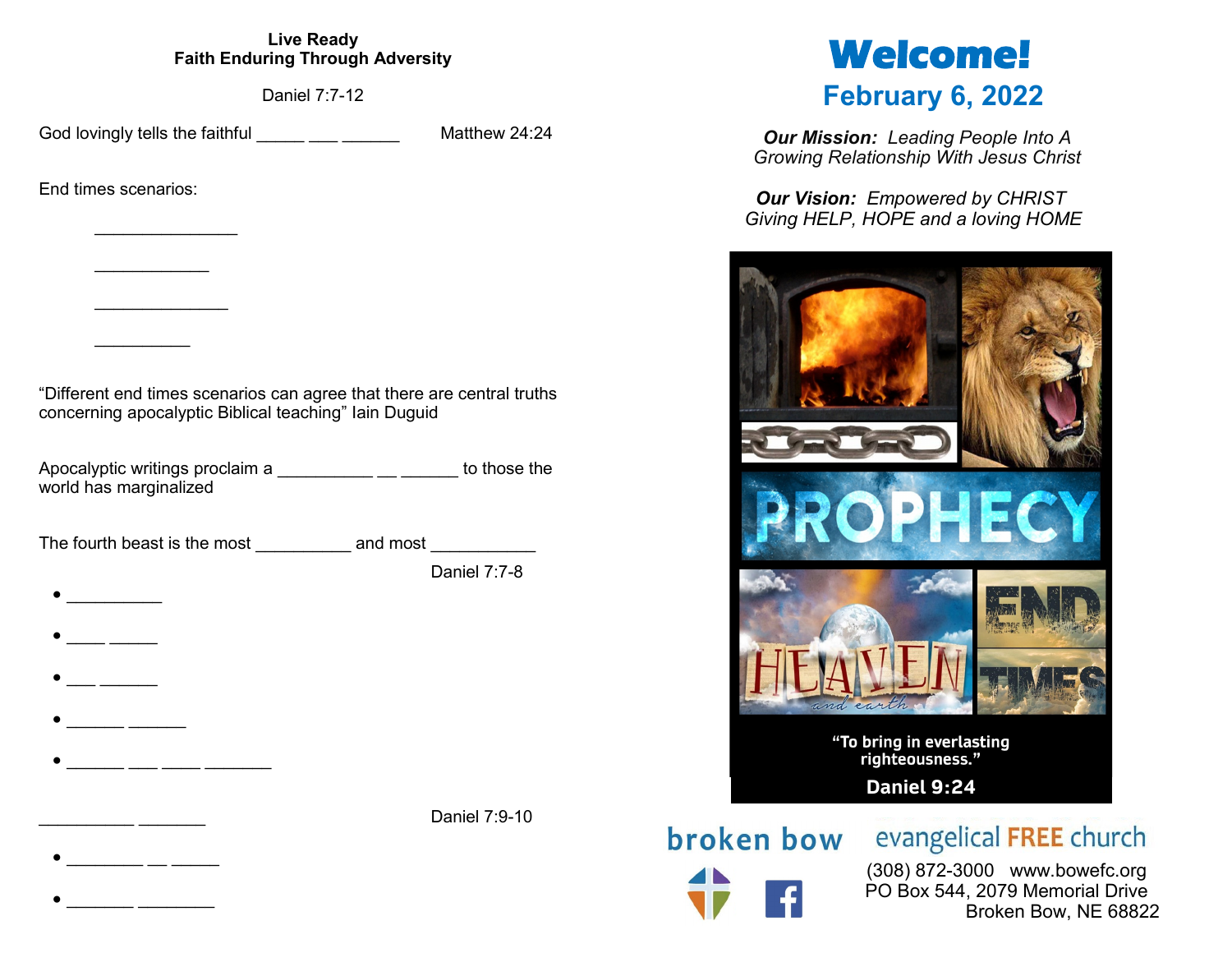**Live Ready**
**Faith Enduring Through Adversity**

Daniel 7:7-12

God lovingly tells the faithful _____ ___ ______ Matthew 24:24

End times scenarios:

_______________

____________

______________

__________

"Different end times scenarios can agree that there are central truths concerning apocalyptic Biblical teaching" Iain Duguid

Apocalyptic writings proclaim a __________ __ ______ to those the world has marginalized

The fourth beast is the most __________ and most ___________

Daniel 7:7-8

- __________
- ____ _____
- ___ ______
- ______ ______
- ______ ___ ____ _______

__________ _______ Daniel 7:9-10

- ________ __ _____
- _______ ________

# Welcome!

## February 6, 2022

***Our Mission:*** *Leading People Into A Growing Relationship With Jesus Christ*

***Our Vision:*** *Empowered by CHRIST Giving HELP, HOPE and a loving HOME*

PROPHECY

HEAVEN and earth

END TIMES

"To bring in everlasting righteousness."

Daniel 9:24

broken bow evangelical FREE church

(308) 872-3000 www.bowefc.org
PO Box 544, 2079 Memorial Drive
Broken Bow, NE 68822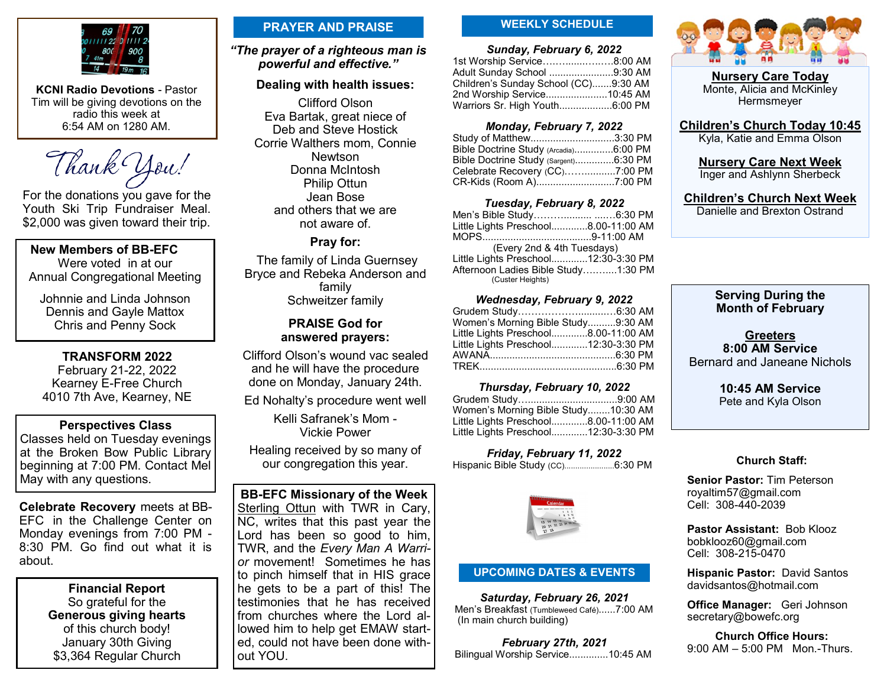**KCNI Radio Devotions** - Pastor Tim will be giving devotions on the radio this week at 6:54 AM on 1280 AM.

*Thank You!*

For the donations you gave for the Youth Ski Trip Fundraiser Meal. $2,000 was given toward their trip.

**New Members of BB-EFC**
Were voted in at our Annual Congregational Meeting

Johnnie and Linda Johnson
Dennis and Gayle Mattox
Chris and Penny Sock

**TRANSFORM 2022**
February 21-22, 2022
Kearney E-Free Church
4010 7th Ave, Kearney, NE

**Perspectives Class**
Classes held on Tuesday evenings at the Broken Bow Public Library beginning at 7:00 PM. Contact Mel May with any questions.

**Celebrate Recovery** meets at BB-EFC in the Challenge Center on Monday evenings from 7:00 PM - 8:30 PM. Go find out what it is about.

**Financial Report**
So grateful for the
**Generous giving hearts**
of this church body!
January 30th Giving
$3,364 Regular Church

## PRAYER AND PRAISE

***"The prayer of a righteous man is powerful and effective."***

**Dealing with health issues:**

Clifford Olson
Eva Bartak, great niece of Deb and Steve Hostick
Corrie Walthers mom, Connie Newtson
Donna McIntosh
Philip Ottun
Jean Bose
and others that we are not aware of.

**Pray for:**

The family of Linda Guernsey
Bryce and Rebeka Anderson and family
Schweitzer family

**PRAISE God for answered prayers:**

Clifford Olson's wound vac sealed and he will have the procedure done on Monday, January 24th.

Ed Nohalty's procedure went well

Kelli Safranek's Mom - Vickie Power

Healing received by so many of our congregation this year.

**BB-EFC Missionary of the Week**
Sterling Ottun with TWR in Cary, NC, writes that this past year the Lord has been so good to him, TWR, and the *Every Man A Warrior* movement! Sometimes he has to pinch himself that in HIS grace he gets to be a part of this! The testimonies that he has received from churches where the Lord allowed him to help get EMAW started, could not have been done without YOU.

## WEEKLY SCHEDULE

***Sunday, February 6, 2022***
1st Worship Service……......……..8:00 AM
Adult Sunday School ......................9:30 AM
Children's Sunday School (CC).......9:30 AM
2nd Worship Service......................10:45 AM
Warriors Sr. High Youth...................6:00 PM

***Monday, February 7, 2022***
Study of Matthew..............................3:30 PM
Bible Doctrine Study (Arcadia).............6:00 PM
Bible Doctrine Study (Sargent)..............6:30 PM
Celebrate Recovery (CC)……............7:00 PM
CR-Kids (Room A)............................7:00 PM

***Tuesday, February 8, 2022***
Men's Bible Study……….......... .......6:30 PM
Little Lights Preschool.............8.00-11:00 AM
MOPS.......................................9-11:00 AM
(Every 2nd & 4th Tuesdays)
Little Lights Preschool.............12:30-3:30 PM
Afternoon Ladies Bible Study………..1:30 PM
(Custer Heights)

***Wednesday, February 9, 2022***
Grudem Study………………..............6:30 AM
Women's Morning Bible Study..........9:30 AM
Little Lights Preschool.............8.00-11:00 AM
Little Lights Preschool.............12:30-3:30 PM
AWANA............................................6:30 PM
TREK.................................................6:30 PM

***Thursday, February 10, 2022***
Grudem Study…..................................9:00 AM
Women's Morning Bible Study........10:30 AM
Little Lights Preschool.............8.00-11:00 AM
Little Lights Preschool.............12:30-3:30 PM

***Friday, February 11, 2022***
Hispanic Bible Study (CC)......................6:30 PM

## UPCOMING DATES & EVENTS

***Saturday, February 26, 2021***
Men's Breakfast (Tumbleweed Café)......7:00 AM
(In main church building)

***February 27th, 2021***
Bilingual Worship Service.............10:45 AM

**Nursery Care Today**
Monte, Alicia and McKinley Hermsmeyer

**Children's Church Today 10:45**
Kyla, Katie and Emma Olson

**Nursery Care Next Week**
Inger and Ashlynn Sherbeck

**Children's Church Next Week**
Danielle and Brexton Ostrand

**Serving During the Month of February**

**Greeters**
**8:00 AM Service**
Bernard and Janeane Nichols

**10:45 AM Service**
Pete and Kyla Olson

**Church Staff:**

**Senior Pastor:** Tim Peterson
royaltim57@gmail.com
Cell: 308-440-2039

**Pastor Assistant:** Bob Klooz
bobklooz60@gmail.com
Cell: 308-215-0470

**Hispanic Pastor:** David Santos
davidsantos@hotmail.com

**Office Manager:** Geri Johnson
secretary@bowefc.org

**Church Office Hours:**
9:00 AM – 5:00 PM Mon.-Thurs.